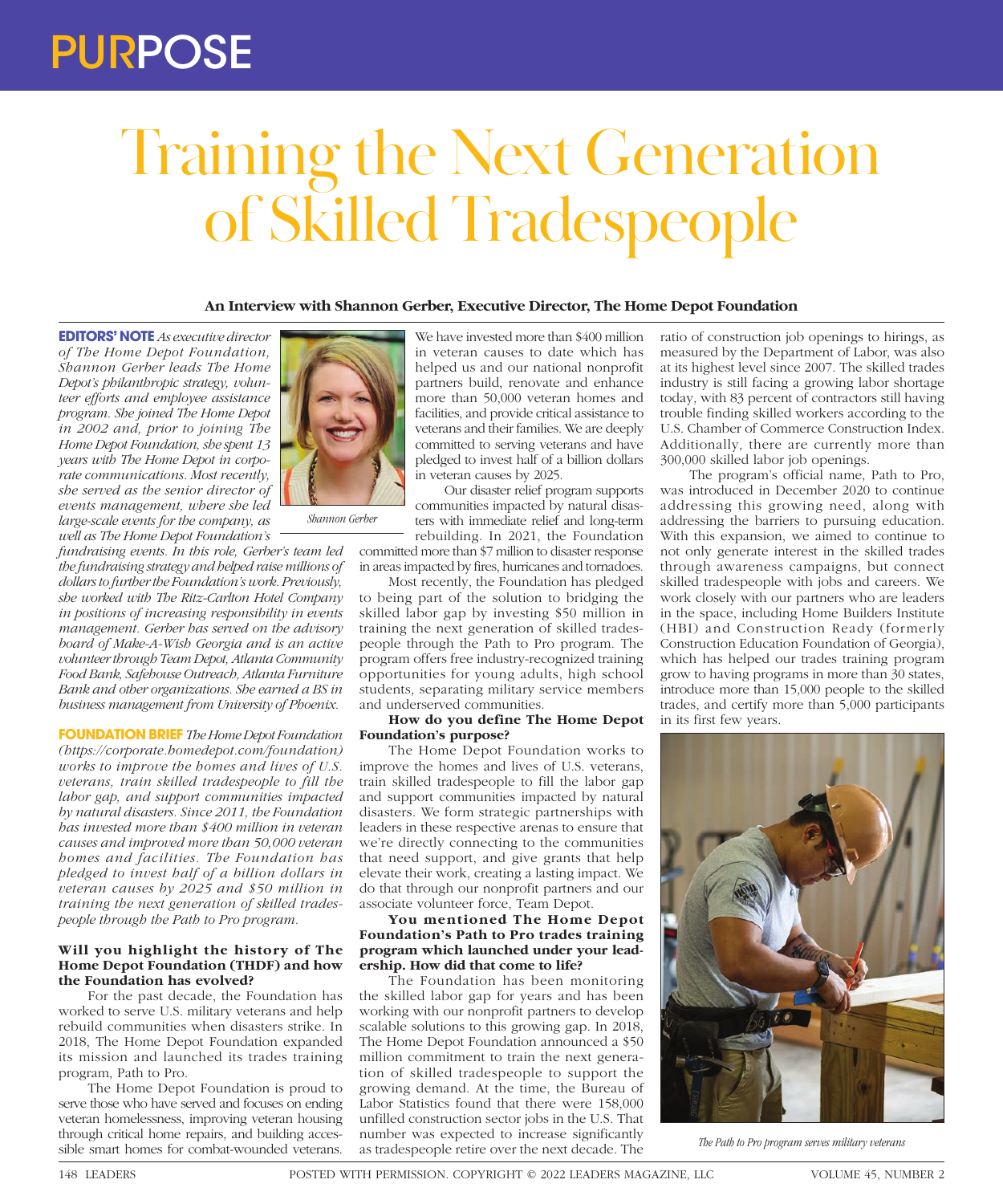PURPOSE

# Training the Next Generation of Skilled Tradespeople

**An Interview with Shannon Gerber, Executive Director, The Home Depot Foundation**

**EDITORS' NOTE** *As executive director of The Home Depot Foundation, Shannon Gerber leads The Home Depot's philanthropic strategy, volunteer efforts and employee assistance program. She joined The Home Depot in 2002 and, prior to joining The Home Depot Foundation, she spent 13 years with The Home Depot in corporate communications. Most recently, she served as the senior director of events management, where she led large-scale events for the company, as well as The Home Depot Foundation's fundraising events. In this role, Gerber's team led the fundraising strategy and helped raise millions of dollars to further the Foundation's work. Previously, she worked with The Ritz-Carlton Hotel Company in positions of increasing responsibility in events management. Gerber has served on the advisory board of Make-A-Wish Georgia and is an active volunteer through Team Depot, Atlanta Community Food Bank, Safehouse Outreach, Atlanta Furniture Bank and other organizations. She earned a BS in business management from University of Phoenix.*

*Shannon Gerber*

**FOUNDATION BRIEF** *The Home Depot Foundation (https://corporate.homedepot.com/foundation) works to improve the homes and lives of U.S. veterans, train skilled tradespeople to fill the labor gap, and support communities impacted by natural disasters. Since 2011, the Foundation has invested more than $400 million in veteran causes and improved more than 50,000 veteran homes and facilities. The Foundation has pledged to invest half of a billion dollars in veteran causes by 2025 and $50 million in training the next generation of skilled tradespeople through the Path to Pro program.*

**Will you highlight the history of The Home Depot Foundation (THDF) and how the Foundation has evolved?**

For the past decade, the Foundation has worked to serve U.S. military veterans and help rebuild communities when disasters strike. In 2018, The Home Depot Foundation expanded its mission and launched its trades training program, Path to Pro.

The Home Depot Foundation is proud to serve those who have served and focuses on ending veteran homelessness, improving veteran housing through critical home repairs, and building accessible smart homes for combat-wounded veterans. We have invested more than $400 million in veteran causes to date which has helped us and our national nonprofit partners build, renovate and enhance more than 50,000 veteran homes and facilities, and provide critical assistance to veterans and their families. We are deeply committed to serving veterans and have pledged to invest half of a billion dollars in veteran causes by 2025.

Our disaster relief program supports communities impacted by natural disasters with immediate relief and long-term rebuilding. In 2021, the Foundation committed more than $7 million to disaster response in areas impacted by fires, hurricanes and tornadoes.

Most recently, the Foundation has pledged to being part of the solution to bridging the skilled labor gap by investing $50 million in training the next generation of skilled tradespeople through the Path to Pro program. The program offers free industry-recognized training opportunities for young adults, high school students, separating military service members and underserved communities.

**How do you define The Home Depot Foundation's purpose?**

The Home Depot Foundation works to improve the homes and lives of U.S. veterans, train skilled tradespeople to fill the labor gap and support communities impacted by natural disasters. We form strategic partnerships with leaders in these respective arenas to ensure that we're directly connecting to the communities that need support, and give grants that help elevate their work, creating a lasting impact. We do that through our nonprofit partners and our associate volunteer force, Team Depot.

**You mentioned The Home Depot Foundation's Path to Pro trades training program which launched under your leadership. How did that come to life?**

The Foundation has been monitoring the skilled labor gap for years and has been working with our nonprofit partners to develop scalable solutions to this growing gap. In 2018, The Home Depot Foundation announced a $50 million commitment to train the next generation of skilled tradespeople to support the growing demand. At the time, the Bureau of Labor Statistics found that there were 158,000 unfilled construction sector jobs in the U.S. That number was expected to increase significantly as tradespeople retire over the next decade. The ratio of construction job openings to hirings, as measured by the Department of Labor, was also at its highest level since 2007. The skilled trades industry is still facing a growing labor shortage today, with 83 percent of contractors still having trouble finding skilled workers according to the U.S. Chamber of Commerce Construction Index. Additionally, there are currently more than 300,000 skilled labor job openings.

The program's official name, Path to Pro, was introduced in December 2020 to continue addressing this growing need, along with addressing the barriers to pursuing education. With this expansion, we aimed to continue to not only generate interest in the skilled trades through awareness campaigns, but connect skilled tradespeople with jobs and careers. We work closely with our partners who are leaders in the space, including Home Builders Institute (HBI) and Construction Ready (formerly Construction Education Foundation of Georgia), which has helped our trades training program grow to having programs in more than 30 states, introduce more than 15,000 people to the skilled trades, and certify more than 5,000 participants in its first few years.

*The Path to Pro program serves military veterans*

POSTED WITH PERMISSION. COPYRIGHT © 2022 LEADERS MAGAZINE, LLC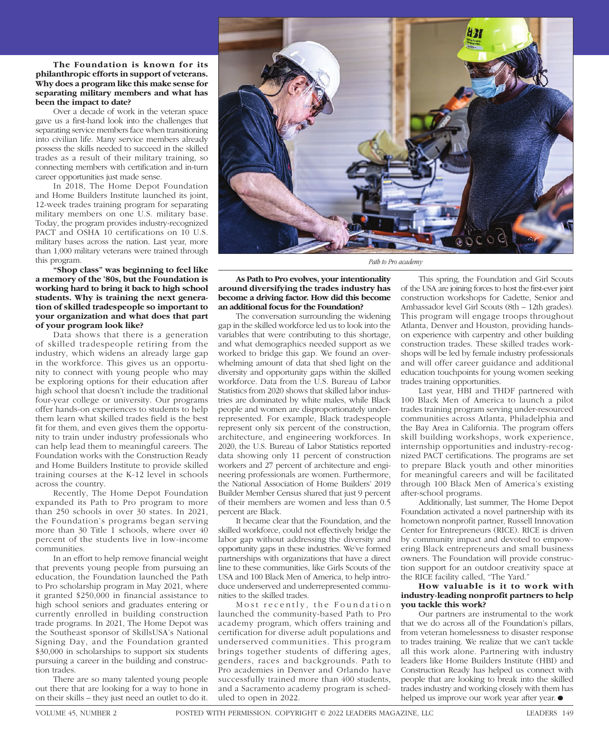**The Foundation is known for its philanthropic efforts in support of veterans. Why does a program like this make sense for separating military members and what has been the impact to date?**

Over a decade of work in the veteran space gave us a first-hand look into the challenges that separating service members face when transitioning into civilian life. Many service members already possess the skills needed to succeed in the skilled trades as a result of their military training, so connecting members with certification and in-turn career opportunities just made sense.

In 2018, The Home Depot Foundation and Home Builders Institute launched its joint, 12-week trades training program for separating military members on one U.S. military base. Today, the program provides industry-recognized PACT and OSHA 10 certifications on 10 U.S. military bases across the nation. Last year, more than 1,000 military veterans were trained through this program.

**"Shop class" was beginning to feel like a memory of the '80s, but the Foundation is working hard to bring it back to high school students. Why is training the next generation of skilled tradespeople so important to your organization and what does that part of your program look like?**

Data shows that there is a generation of skilled tradespeople retiring from the industry, which widens an already large gap in the workforce. This gives us an opportunity to connect with young people who may be exploring options for their education after high school that doesn't include the traditional four-year college or university. Our programs offer hands-on experiences to students to help them learn what skilled trades field is the best fit for them, and even gives them the opportunity to train under industry professionals who can help lead them to meaningful careers. The Foundation works with the Construction Ready and Home Builders Institute to provide skilled training courses at the K-12 level in schools across the country.

Recently, The Home Depot Foundation expanded its Path to Pro program to more than 250 schools in over 30 states. In 2021, the Foundation's programs began serving more than 30 Title 1 schools, where over 40 percent of the students live in low-income communities.

In an effort to help remove financial weight that prevents young people from pursuing an education, the Foundation launched the Path to Pro scholarship program in May 2021, where it granted $250,000 in financial assistance to high school seniors and graduates entering or currently enrolled in building construction trade programs. In 2021, The Home Depot was the Southeast sponsor of SkillsUSA's National Signing Day, and the Foundation granted $30,000 in scholarships to support six students pursuing a career in the building and construction trades.

There are so many talented young people out there that are looking for a way to hone in on their skills – they just need an outlet to do it.

*Path to Pro academy*

**As Path to Pro evolves, your intentionality around diversifying the trades industry has become a driving factor. How did this become an additional focus for the Foundation?**

The conversation surrounding the widening gap in the skilled workforce led us to look into the variables that were contributing to this shortage, and what demographics needed support as we worked to bridge this gap. We found an overwhelming amount of data that shed light on the diversity and opportunity gaps within the skilled workforce. Data from the U.S. Bureau of Labor Statistics from 2020 shows that skilled labor industries are dominated by white males, while Black people and women are disproportionately underrepresented. For example, Black tradespeople represent only six percent of the construction, architecture, and engineering workforces. In 2020, the U.S. Bureau of Labor Statistics reported data showing only 11 percent of construction workers and 27 percent of architecture and engineering professionals are women. Furthermore, the National Association of Home Builders' 2019 Builder Member Census shared that just 9 percent of their members are women and less than 0.5 percent are Black.

It became clear that the Foundation, and the skilled workforce, could not effectively bridge the labor gap without addressing the diversity and opportunity gaps in these industries. We've formed partnerships with organizations that have a direct line to these communities, like Girls Scouts of the USA and 100 Black Men of America, to help introduce underserved and underrepresented communities to the skilled trades.

Most recently, the Foundation launched the community-based Path to Pro academy program, which offers training and certification for diverse adult populations and underserved communities. This program brings together students of differing ages, genders, races and backgrounds. Path to Pro academies in Denver and Orlando have successfully trained more than 400 students, and a Sacramento academy program is scheduled to open in 2022.

This spring, the Foundation and Girl Scouts of the USA are joining forces to host the first-ever joint construction workshops for Cadette, Senior and Ambassador level Girl Scouts (8th – 12th grades). This program will engage troops throughout Atlanta, Denver and Houston, providing hands-on experience with carpentry and other building construction trades. These skilled trades workshops will be led by female industry professionals and will offer career guidance and additional education touchpoints for young women seeking trades training opportunities.

Last year, HBI and THDF partnered with 100 Black Men of America to launch a pilot trades training program serving under-resourced communities across Atlanta, Philadelphia and the Bay Area in California. The program offers skill building workshops, work experience, internship opportunities and industry-recognized PACT certifications. The programs are set to prepare Black youth and other minorities for meaningful careers and will be facilitated through 100 Black Men of America's existing after-school programs.

Additionally, last summer, The Home Depot Foundation activated a novel partnership with its hometown nonprofit partner, Russell Innovation Center for Entrepreneurs (RICE). RICE is driven by community impact and devoted to empowering Black entrepreneurs and small business owners. The Foundation will provide construction support for an outdoor creativity space at the RICE facility called, "The Yard."

**How valuable is it to work with industry-leading nonprofit partners to help you tackle this work?**

Our partners are instrumental to the work that we do across all of the Foundation's pillars, from veteran homelessness to disaster response to trades training. We realize that we can't tackle all this work alone. Partnering with industry leaders like Home Builders Institute (HBI) and Construction Ready has helped us connect with people that are looking to break into the skilled trades industry and working closely with them has helped us improve our work year after year. ●